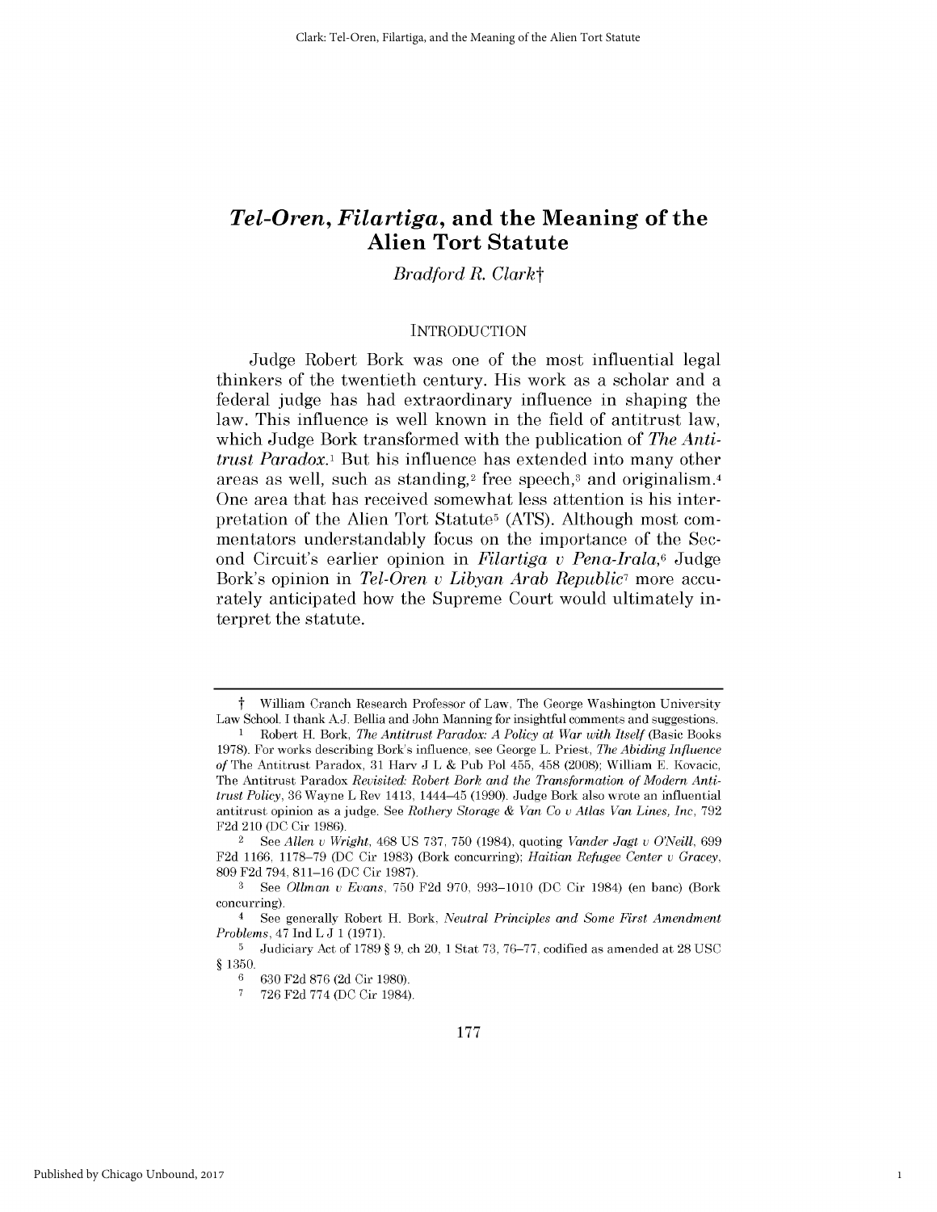# *Tel-Oren*, *Filartiga*, and the Meaning of the Alien Tort Statute

*Bradford R. Clark*†

## INTRODUCTION

Judge Robert Bork was one of the most influential legal thinkers of the twentieth century. His work as a scholar and a federal judge has had extraordinary influence in shaping the law. This influence is well known in the field of antitrust law, which Judge Bork transformed with the publication of *The Antitrust Paradox*.[1] But his influence has extended into many other areas as well, such as standing,[2] free speech,[3] and originalism.[4] One area that has received somewhat less attention is his interpretation of the Alien Tort Statute[5] (ATS). Although most commentators understandably focus on the importance of the Second Circuit's earlier opinion in *Filartiga v Pena-Irala*,[6] Judge Bork's opinion in *Tel-Oren v Libyan Arab Republic*[7] more accurately anticipated how the Supreme Court would ultimately interpret the statute.

---

† William Cranch Research Professor of Law, The George Washington University Law School. I thank A.J. Bellia and John Manning for insightful comments and suggestions.

1 Robert H. Bork, *The Antitrust Paradox: A Policy at War with Itself* (Basic Books 1978). For works describing Bork's influence, see George L. Priest, *The Abiding Influence of* The Antitrust Paradox, 31 Harv J L & Pub Pol 455, 458 (2008); William E. Kovacic, The Antitrust Paradox *Revisited: Robert Bork and the Transformation of Modern Antitrust Policy*, 36 Wayne L Rev 1413, 1444–45 (1990). Judge Bork also wrote an influential antitrust opinion as a judge. See *Rothery Storage & Van Co v Atlas Van Lines, Inc*, 792 F2d 210 (DC Cir 1986).

2 See *Allen v Wright*, 468 US 737, 750 (1984), quoting *Vander Jagt v O'Neill*, 699 F2d 1166, 1178–79 (DC Cir 1983) (Bork concurring); *Haitian Refugee Center v Gracey*, 809 F2d 794, 811–16 (DC Cir 1987).

3 See *Ollman v Evans*, 750 F2d 970, 993–1010 (DC Cir 1984) (en banc) (Bork concurring).

4 See generally Robert H. Bork, *Neutral Principles and Some First Amendment Problems*, 47 Ind L J 1 (1971).

5 Judiciary Act of 1789 § 9, ch 20, 1 Stat 73, 76–77, codified as amended at 28 USC § 1350.

6 630 F2d 876 (2d Cir 1980).

7 726 F2d 774 (DC Cir 1984).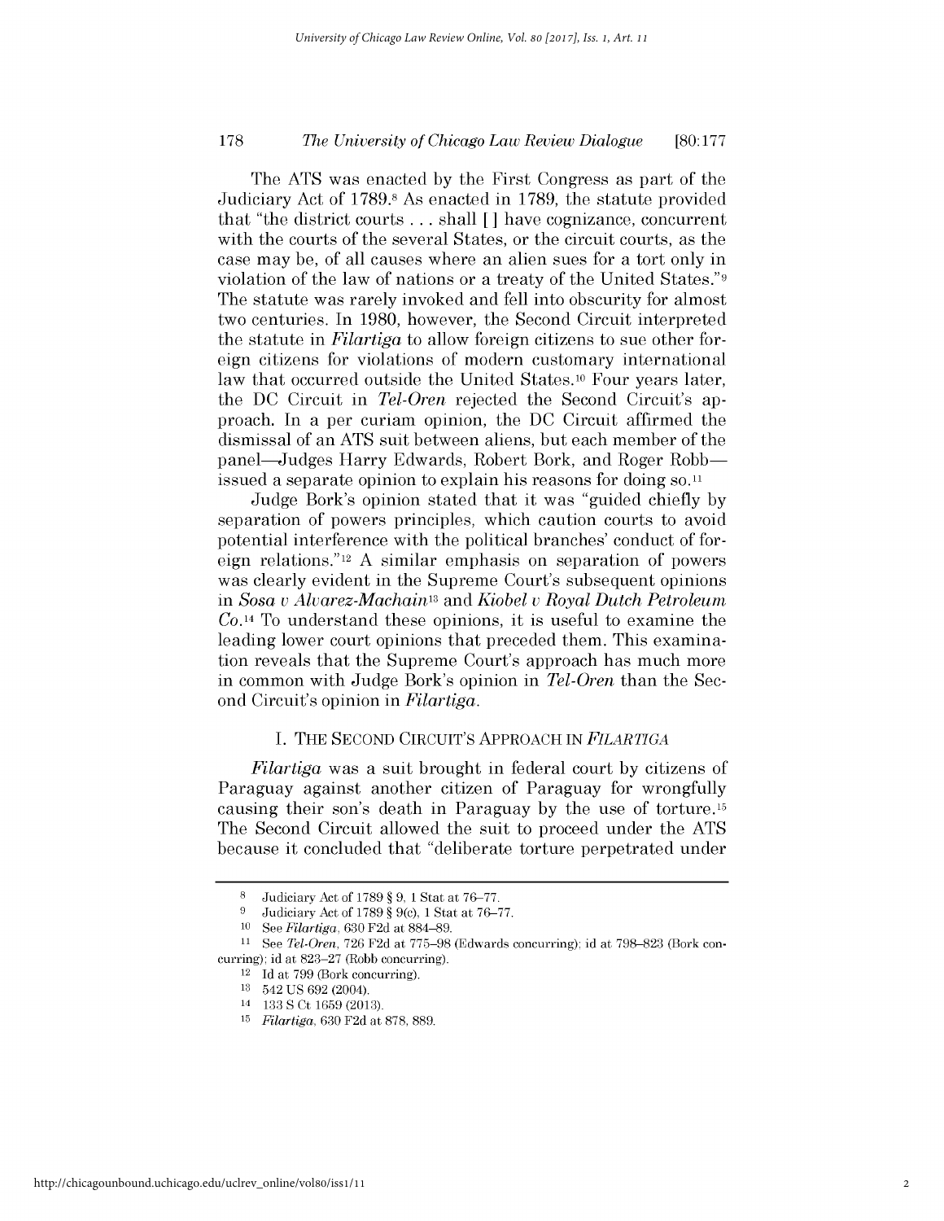The ATS was enacted by the First Congress as part of the Judiciary Act of 1789.[8] As enacted in 1789, the statute provided that "the district courts . . . shall [ ] have cognizance, concurrent with the courts of the several States, or the circuit courts, as the case may be, of all causes where an alien sues for a tort only in violation of the law of nations or a treaty of the United States."[9] The statute was rarely invoked and fell into obscurity for almost two centuries. In 1980, however, the Second Circuit interpreted the statute in *Filartiga* to allow foreign citizens to sue other foreign citizens for violations of modern customary international law that occurred outside the United States.[10] Four years later, the DC Circuit in *Tel-Oren* rejected the Second Circuit's approach. In a per curiam opinion, the DC Circuit affirmed the dismissal of an ATS suit between aliens, but each member of the panel—Judges Harry Edwards, Robert Bork, and Roger Robb—issued a separate opinion to explain his reasons for doing so.[11]

Judge Bork's opinion stated that it was "guided chiefly by separation of powers principles, which caution courts to avoid potential interference with the political branches' conduct of foreign relations."[12] A similar emphasis on separation of powers was clearly evident in the Supreme Court's subsequent opinions in *Sosa v Alvarez-Machain*[13] and *Kiobel v Royal Dutch Petroleum Co*.[14] To understand these opinions, it is useful to examine the leading lower court opinions that preceded them. This examination reveals that the Supreme Court's approach has much more in common with Judge Bork's opinion in *Tel-Oren* than the Second Circuit's opinion in *Filartiga*.

## I. THE SECOND CIRCUIT'S APPROACH IN *FILARTIGA*

*Filartiga* was a suit brought in federal court by citizens of Paraguay against another citizen of Paraguay for wrongfully causing their son's death in Paraguay by the use of torture.[15] The Second Circuit allowed the suit to proceed under the ATS because it concluded that "deliberate torture perpetrated under

---

[8] Judiciary Act of 1789 § 9, 1 Stat at 76–77.

[9] Judiciary Act of 1789 § 9(c), 1 Stat at 76–77.

[10] See *Filartiga*, 630 F2d at 884–89.

[11] See *Tel-Oren*, 726 F2d at 775–98 (Edwards concurring); id at 798–823 (Bork concurring); id at 823–27 (Robb concurring).

[12] Id at 799 (Bork concurring).

[13] 542 US 692 (2004).

[14] 133 S Ct 1659 (2013).

[15] *Filartiga*, 630 F2d at 878, 889.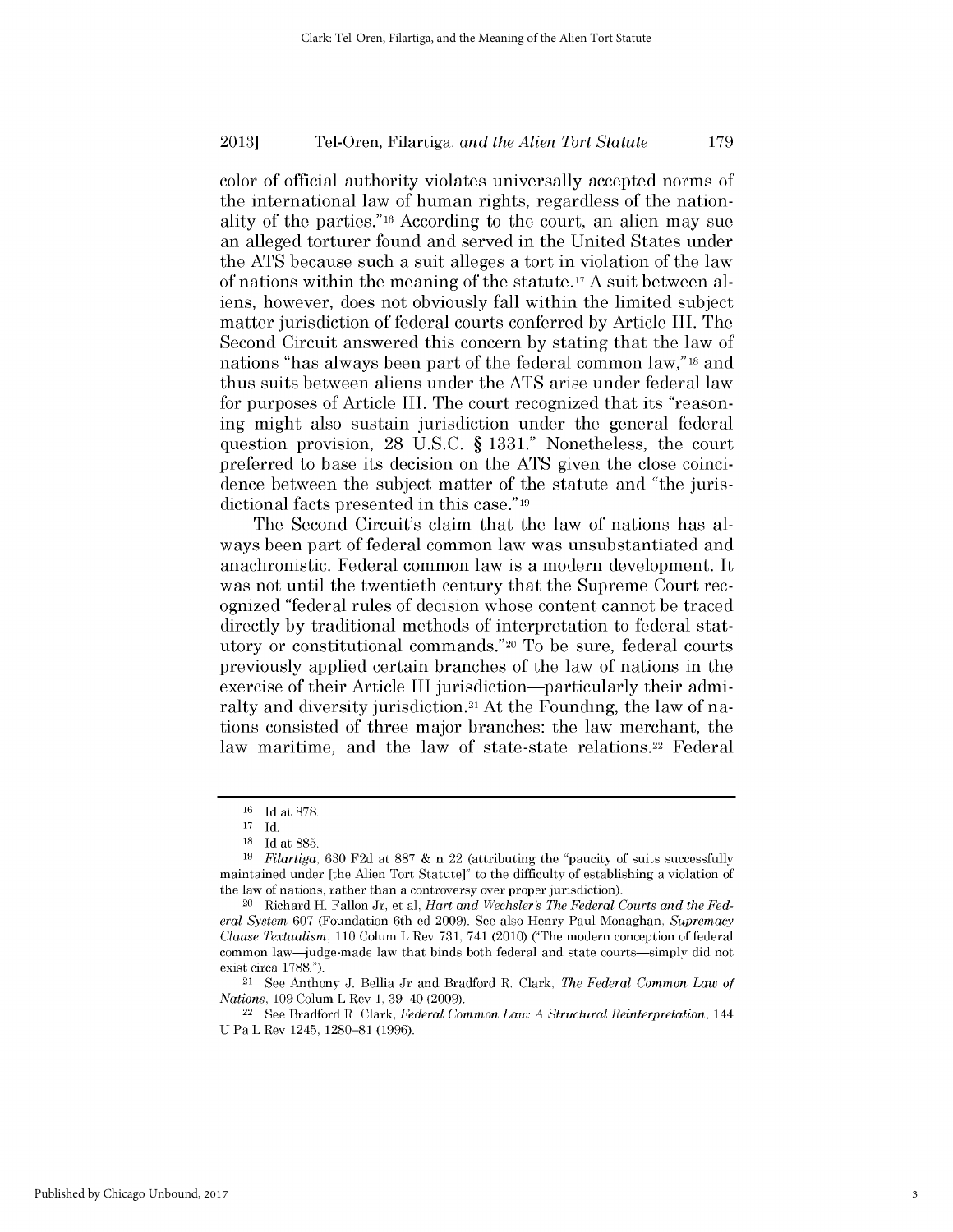color of official authority violates universally accepted norms of the international law of human rights, regardless of the nationality of the parties."[16] According to the court, an alien may sue an alleged torturer found and served in the United States under the ATS because such a suit alleges a tort in violation of the law of nations within the meaning of the statute.[17] A suit between aliens, however, does not obviously fall within the limited subject matter jurisdiction of federal courts conferred by Article III. The Second Circuit answered this concern by stating that the law of nations "has always been part of the federal common law,"[18] and thus suits between aliens under the ATS arise under federal law for purposes of Article III. The court recognized that its "reasoning might also sustain jurisdiction under the general federal question provision, 28 U.S.C. § 1331." Nonetheless, the court preferred to base its decision on the ATS given the close coincidence between the subject matter of the statute and "the jurisdictional facts presented in this case."[19]

The Second Circuit's claim that the law of nations has always been part of federal common law was unsubstantiated and anachronistic. Federal common law is a modern development. It was not until the twentieth century that the Supreme Court recognized "federal rules of decision whose content cannot be traced directly by traditional methods of interpretation to federal statutory or constitutional commands."[20] To be sure, federal courts previously applied certain branches of the law of nations in the exercise of their Article III jurisdiction—particularly their admiralty and diversity jurisdiction.[21] At the Founding, the law of nations consisted of three major branches: the law merchant, the law maritime, and the law of state-state relations.[22] Federal

---

16 Id at 878.

17 Id.

18 Id at 885.

19 *Filartiga*, 630 F2d at 887 & n 22 (attributing the "paucity of suits successfully maintained under [the Alien Tort Statute]" to the difficulty of establishing a violation of the law of nations, rather than a controversy over proper jurisdiction).

20 Richard H. Fallon Jr, et al, *Hart and Wechsler's The Federal Courts and the Federal System* 607 (Foundation 6th ed 2009). See also Henry Paul Monaghan, *Supremacy Clause Textualism*, 110 Colum L Rev 731, 741 (2010) ("The modern conception of federal common law—judge-made law that binds both federal and state courts—simply did not exist circa 1788.").

21 See Anthony J. Bellia Jr and Bradford R. Clark, *The Federal Common Law of Nations*, 109 Colum L Rev 1, 39–40 (2009).

22 See Bradford R. Clark, *Federal Common Law: A Structural Reinterpretation*, 144 U Pa L Rev 1245, 1280–81 (1996).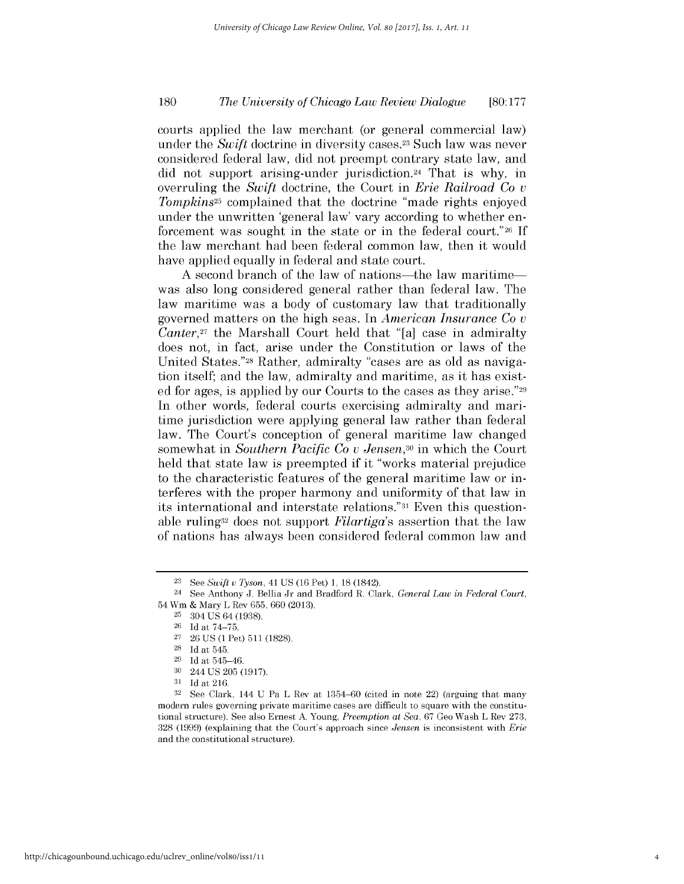courts applied the law merchant (or general commercial law) under the *Swift* doctrine in diversity cases.[23] Such law was never considered federal law, did not preempt contrary state law, and did not support arising-under jurisdiction.[24] That is why, in overruling the *Swift* doctrine, the Court in *Erie Railroad Co v Tompkins*[25] complained that the doctrine "made rights enjoyed under the unwritten 'general law' vary according to whether enforcement was sought in the state or in the federal court."[26] If the law merchant had been federal common law, then it would have applied equally in federal and state court.

A second branch of the law of nations—the law maritime—was also long considered general rather than federal law. The law maritime was a body of customary law that traditionally governed matters on the high seas. In *American Insurance Co v Canter*,[27] the Marshall Court held that "[a] case in admiralty does not, in fact, arise under the Constitution or laws of the United States."[28] Rather, admiralty "cases are as old as navigation itself; and the law, admiralty and maritime, as it has existed for ages, is applied by our Courts to the cases as they arise."[29] In other words, federal courts exercising admiralty and maritime jurisdiction were applying general law rather than federal law. The Court's conception of general maritime law changed somewhat in *Southern Pacific Co v Jensen*,[30] in which the Court held that state law is preempted if it "works material prejudice to the characteristic features of the general maritime law or interferes with the proper harmony and uniformity of that law in its international and interstate relations."[31] Even this questionable ruling[32] does not support *Filartiga*'s assertion that the law of nations has always been considered federal common law and

---

[23] See *Swift v Tyson*, 41 US (16 Pet) 1, 18 (1842).

[24] See Anthony J. Bellia Jr and Bradford R. Clark, *General Law in Federal Court*, 54 Wm & Mary L Rev 655, 660 (2013).

[25] 304 US 64 (1938).

[26] Id at 74–75.

[27] 26 US (1 Pet) 511 (1828).

[28] Id at 545.

[29] Id at 545–46.

[30] 244 US 205 (1917).

[31] Id at 216.

[32] See Clark, 144 U Pa L Rev at 1354–60 (cited in note 22) (arguing that many modern rules governing private maritime cases are difficult to square with the constitutional structure). See also Ernest A. Young, *Preemption at Sea*, 67 Geo Wash L Rev 273, 328 (1999) (explaining that the Court's approach since *Jensen* is inconsistent with *Erie* and the constitutional structure).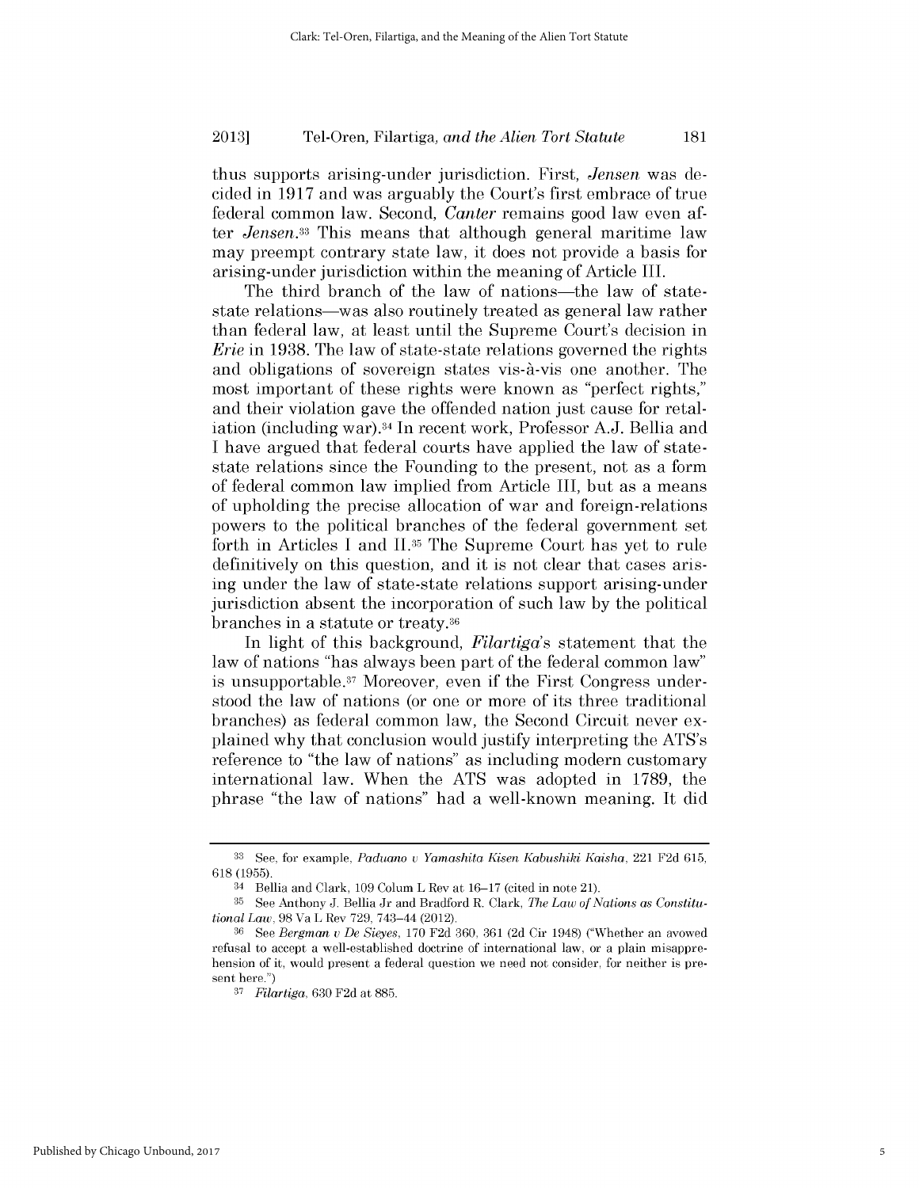thus supports arising-under jurisdiction. First, *Jensen* was decided in 1917 and was arguably the Court's first embrace of true federal common law. Second, *Canter* remains good law even after *Jensen*.[33] This means that although general maritime law may preempt contrary state law, it does not provide a basis for arising-under jurisdiction within the meaning of Article III.

The third branch of the law of nations—the law of state-state relations—was also routinely treated as general law rather than federal law, at least until the Supreme Court's decision in *Erie* in 1938. The law of state-state relations governed the rights and obligations of sovereign states vis-à-vis one another. The most important of these rights were known as "perfect rights," and their violation gave the offended nation just cause for retaliation (including war).[34] In recent work, Professor A.J. Bellia and I have argued that federal courts have applied the law of state-state relations since the Founding to the present, not as a form of federal common law implied from Article III, but as a means of upholding the precise allocation of war and foreign-relations powers to the political branches of the federal government set forth in Articles I and II.[35] The Supreme Court has yet to rule definitively on this question, and it is not clear that cases arising under the law of state-state relations support arising-under jurisdiction absent the incorporation of such law by the political branches in a statute or treaty.[36]

In light of this background, *Filartiga*'s statement that the law of nations "has always been part of the federal common law" is unsupportable.[37] Moreover, even if the First Congress understood the law of nations (or one or more of its three traditional branches) as federal common law, the Second Circuit never explained why that conclusion would justify interpreting the ATS's reference to "the law of nations" as including modern customary international law. When the ATS was adopted in 1789, the phrase "the law of nations" had a well-known meaning. It did

---

[33] See, for example, *Paduano v Yamashita Kisen Kabushiki Kaisha*, 221 F2d 615, 618 (1955).

[34] Bellia and Clark, 109 Colum L Rev at 16–17 (cited in note 21).

[35] See Anthony J. Bellia Jr and Bradford R. Clark, *The Law of Nations as Constitutional Law*, 98 Va L Rev 729, 743–44 (2012).

[36] See *Bergman v De Sieyes*, 170 F2d 360, 361 (2d Cir 1948) ("Whether an avowed refusal to accept a well-established doctrine of international law, or a plain misapprehension of it, would present a federal question we need not consider, for neither is present here.")

[37] *Filartiga*, 630 F2d at 885.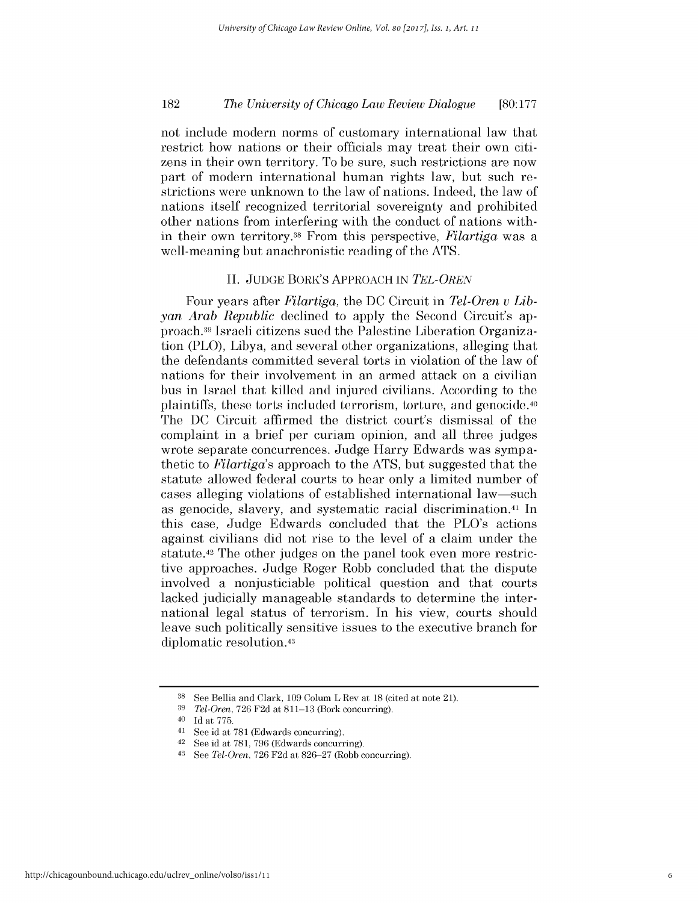not include modern norms of customary international law that restrict how nations or their officials may treat their own citizens in their own territory. To be sure, such restrictions are now part of modern international human rights law, but such restrictions were unknown to the law of nations. Indeed, the law of nations itself recognized territorial sovereignty and prohibited other nations from interfering with the conduct of nations within their own territory.[38] From this perspective, *Filartiga* was a well-meaning but anachronistic reading of the ATS.

## II. JUDGE BORK'S APPROACH IN *TEL-OREN*

Four years after *Filartiga*, the DC Circuit in *Tel-Oren v Libyan Arab Republic* declined to apply the Second Circuit's approach.[39] Israeli citizens sued the Palestine Liberation Organization (PLO), Libya, and several other organizations, alleging that the defendants committed several torts in violation of the law of nations for their involvement in an armed attack on a civilian bus in Israel that killed and injured civilians. According to the plaintiffs, these torts included terrorism, torture, and genocide.[40] The DC Circuit affirmed the district court's dismissal of the complaint in a brief per curiam opinion, and all three judges wrote separate concurrences. Judge Harry Edwards was sympathetic to *Filartiga*'s approach to the ATS, but suggested that the statute allowed federal courts to hear only a limited number of cases alleging violations of established international law—such as genocide, slavery, and systematic racial discrimination.[41] In this case, Judge Edwards concluded that the PLO's actions against civilians did not rise to the level of a claim under the statute.[42] The other judges on the panel took even more restrictive approaches. Judge Roger Robb concluded that the dispute involved a nonjusticiable political question and that courts lacked judicially manageable standards to determine the international legal status of terrorism. In his view, courts should leave such politically sensitive issues to the executive branch for diplomatic resolution.[43]

---

[38] See Bellia and Clark, 109 Colum L Rev at 18 (cited at note 21).

[39] *Tel-Oren*, 726 F2d at 811–13 (Bork concurring).

[40] Id at 775.

[41] See id at 781 (Edwards concurring).

[42] See id at 781, 796 (Edwards concurring).

[43] See *Tel-Oren*, 726 F2d at 826–27 (Robb concurring).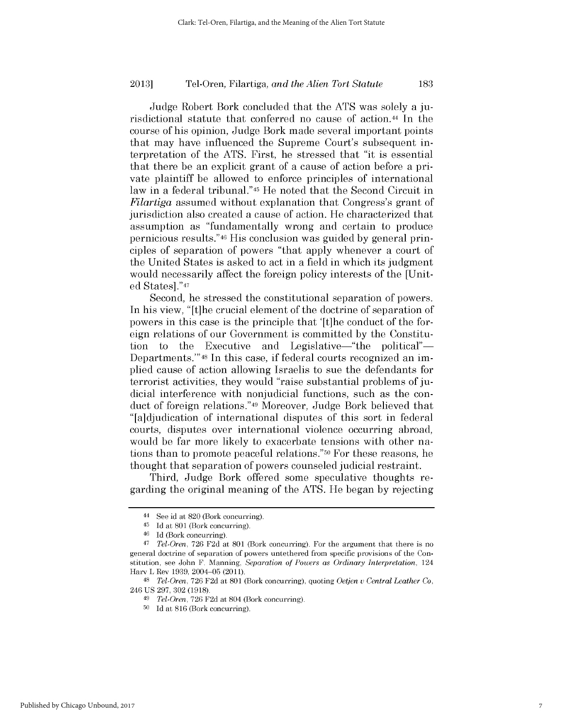Judge Robert Bork concluded that the ATS was solely a jurisdictional statute that conferred no cause of action.[44] In the course of his opinion, Judge Bork made several important points that may have influenced the Supreme Court's subsequent interpretation of the ATS. First, he stressed that "it is essential that there be an explicit grant of a cause of action before a private plaintiff be allowed to enforce principles of international law in a federal tribunal."[45] He noted that the Second Circuit in *Filartiga* assumed without explanation that Congress's grant of jurisdiction also created a cause of action. He characterized that assumption as "fundamentally wrong and certain to produce pernicious results."[46] His conclusion was guided by general principles of separation of powers "that apply whenever a court of the United States is asked to act in a field in which its judgment would necessarily affect the foreign policy interests of the [United States]."[47]

Second, he stressed the constitutional separation of powers. In his view, "[t]he crucial element of the doctrine of separation of powers in this case is the principle that '[t]he conduct of the foreign relations of our Government is committed by the Constitution to the Executive and Legislative—"the political"—Departments.'"[48] In this case, if federal courts recognized an implied cause of action allowing Israelis to sue the defendants for terrorist activities, they would "raise substantial problems of judicial interference with nonjudicial functions, such as the conduct of foreign relations."[49] Moreover, Judge Bork believed that "[a]djudication of international disputes of this sort in federal courts, disputes over international violence occurring abroad, would be far more likely to exacerbate tensions with other nations than to promote peaceful relations."[50] For these reasons, he thought that separation of powers counseled judicial restraint.

Third, Judge Bork offered some speculative thoughts regarding the original meaning of the ATS. He began by rejecting

---

[44] See id at 820 (Bork concurring).

[45] Id at 801 (Bork concurring).

[46] Id (Bork concurring).

[47] *Tel-Oren*, 726 F2d at 801 (Bork concurring). For the argument that there is no general doctrine of separation of powers untethered from specific provisions of the Constitution, see John F. Manning, *Separation of Powers as Ordinary Interpretation*, 124 Harv L Rev 1939, 2004–05 (2011).

[48] *Tel-Oren*, 726 F2d at 801 (Bork concurring), quoting *Oetjen v Central Leather Co*, 246 US 297, 302 (1918).

[49] *Tel-Oren*, 726 F2d at 804 (Bork concurring).

[50] Id at 816 (Bork concurring).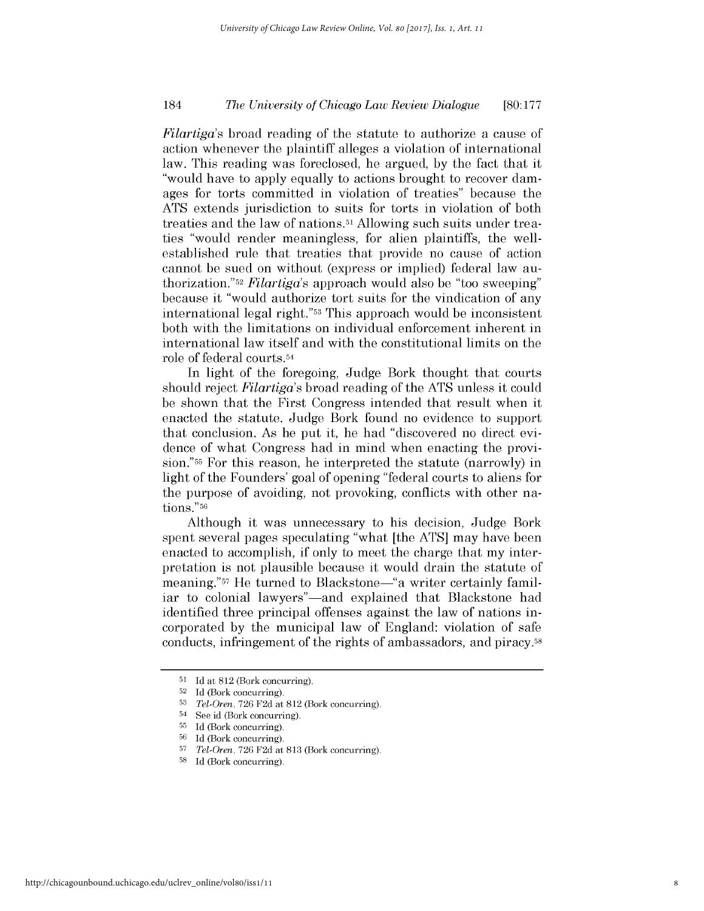*Filartiga*'s broad reading of the statute to authorize a cause of action whenever the plaintiff alleges a violation of international law. This reading was foreclosed, he argued, by the fact that it "would have to apply equally to actions brought to recover damages for torts committed in violation of treaties" because the ATS extends jurisdiction to suits for torts in violation of both treaties and the law of nations.[51] Allowing such suits under treaties "would render meaningless, for alien plaintiffs, the well-established rule that treaties that provide no cause of action cannot be sued on without (express or implied) federal law authorization."[52] *Filartiga*'s approach would also be "too sweeping" because it "would authorize tort suits for the vindication of any international legal right."[53] This approach would be inconsistent both with the limitations on individual enforcement inherent in international law itself and with the constitutional limits on the role of federal courts.[54]

In light of the foregoing, Judge Bork thought that courts should reject *Filartiga*'s broad reading of the ATS unless it could be shown that the First Congress intended that result when it enacted the statute. Judge Bork found no evidence to support that conclusion. As he put it, he had "discovered no direct evidence of what Congress had in mind when enacting the provision."[55] For this reason, he interpreted the statute (narrowly) in light of the Founders' goal of opening "federal courts to aliens for the purpose of avoiding, not provoking, conflicts with other nations."[56]

Although it was unnecessary to his decision, Judge Bork spent several pages speculating "what [the ATS] may have been enacted to accomplish, if only to meet the charge that my interpretation is not plausible because it would drain the statute of meaning."[57] He turned to Blackstone—"a writer certainly familiar to colonial lawyers"—and explained that Blackstone had identified three principal offenses against the law of nations incorporated by the municipal law of England: violation of safe conducts, infringement of the rights of ambassadors, and piracy.[58]

---

[51] Id at 812 (Bork concurring).

[52] Id (Bork concurring).

[53] *Tel-Oren*, 726 F2d at 812 (Bork concurring).

[54] See id (Bork concurring).

[55] Id (Bork concurring).

[56] Id (Bork concurring).

[57] *Tel-Oren*, 726 F2d at 813 (Bork concurring).

[58] Id (Bork concurring).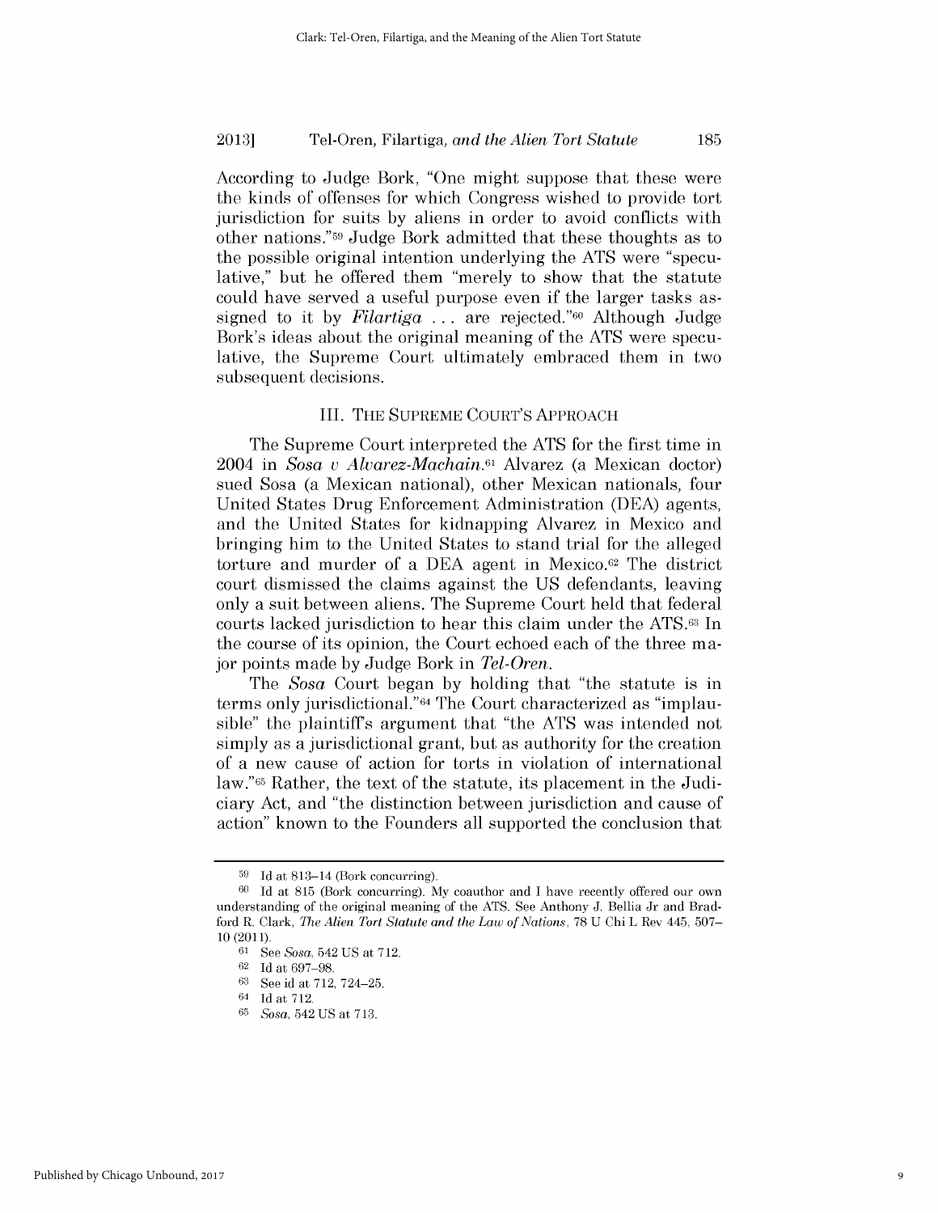According to Judge Bork, "One might suppose that these were the kinds of offenses for which Congress wished to provide tort jurisdiction for suits by aliens in order to avoid conflicts with other nations."[59] Judge Bork admitted that these thoughts as to the possible original intention underlying the ATS were "speculative," but he offered them "merely to show that the statute could have served a useful purpose even if the larger tasks assigned to it by *Filartiga* . . . are rejected."[60] Although Judge Bork's ideas about the original meaning of the ATS were speculative, the Supreme Court ultimately embraced them in two subsequent decisions.

## III. THE SUPREME COURT'S APPROACH

The Supreme Court interpreted the ATS for the first time in 2004 in *Sosa v Alvarez-Machain*.[61] Alvarez (a Mexican doctor) sued Sosa (a Mexican national), other Mexican nationals, four United States Drug Enforcement Administration (DEA) agents, and the United States for kidnapping Alvarez in Mexico and bringing him to the United States to stand trial for the alleged torture and murder of a DEA agent in Mexico.[62] The district court dismissed the claims against the US defendants, leaving only a suit between aliens. The Supreme Court held that federal courts lacked jurisdiction to hear this claim under the ATS.[63] In the course of its opinion, the Court echoed each of the three major points made by Judge Bork in *Tel-Oren*.

The *Sosa* Court began by holding that "the statute is in terms only jurisdictional."[64] The Court characterized as "implausible" the plaintiff's argument that "the ATS was intended not simply as a jurisdictional grant, but as authority for the creation of a new cause of action for torts in violation of international law."[65] Rather, the text of the statute, its placement in the Judiciary Act, and "the distinction between jurisdiction and cause of action" known to the Founders all supported the conclusion that

---

[59] Id at 813–14 (Bork concurring).

[60] Id at 815 (Bork concurring). My coauthor and I have recently offered our own understanding of the original meaning of the ATS. See Anthony J. Bellia Jr and Bradford R. Clark, *The Alien Tort Statute and the Law of Nations*, 78 U Chi L Rev 445, 507–10 (2011).

[61] See *Sosa*, 542 US at 712.

[62] Id at 697–98.

[63] See id at 712, 724–25.

[64] Id at 712.

[65] *Sosa*, 542 US at 713.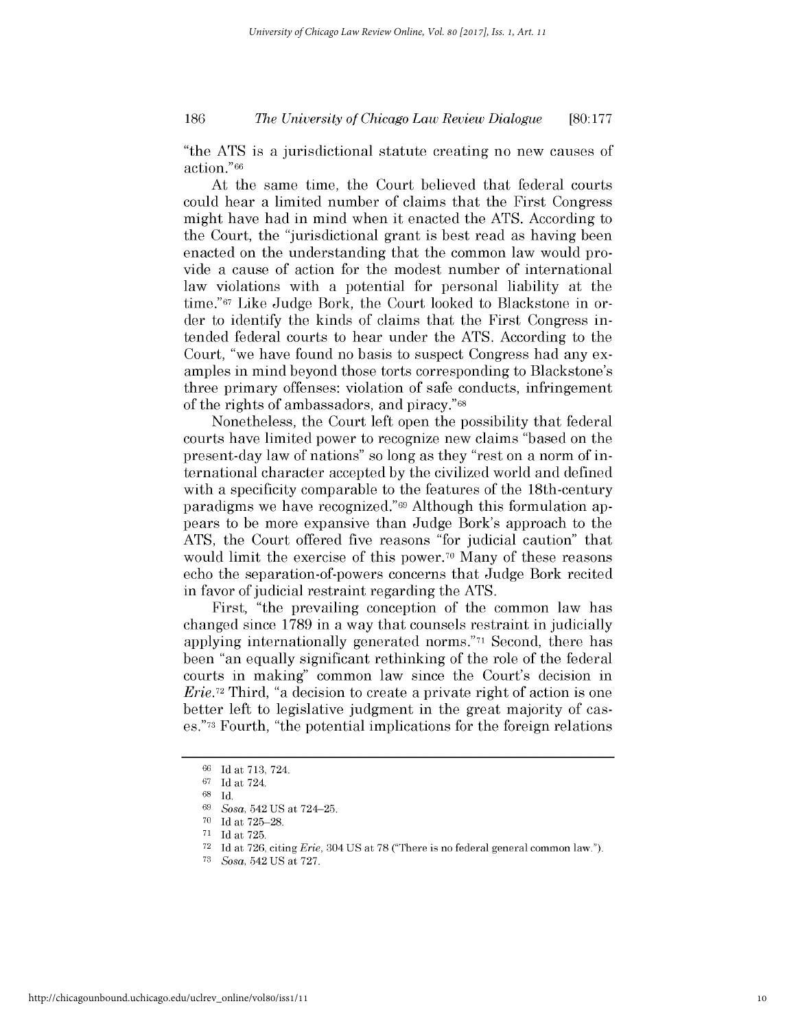"the ATS is a jurisdictional statute creating no new causes of action."[66]

At the same time, the Court believed that federal courts could hear a limited number of claims that the First Congress might have had in mind when it enacted the ATS. According to the Court, the "jurisdictional grant is best read as having been enacted on the understanding that the common law would provide a cause of action for the modest number of international law violations with a potential for personal liability at the time."[67] Like Judge Bork, the Court looked to Blackstone in order to identify the kinds of claims that the First Congress intended federal courts to hear under the ATS. According to the Court, "we have found no basis to suspect Congress had any examples in mind beyond those torts corresponding to Blackstone's three primary offenses: violation of safe conducts, infringement of the rights of ambassadors, and piracy."[68]

Nonetheless, the Court left open the possibility that federal courts have limited power to recognize new claims "based on the present-day law of nations" so long as they "rest on a norm of international character accepted by the civilized world and defined with a specificity comparable to the features of the 18th-century paradigms we have recognized."[69] Although this formulation appears to be more expansive than Judge Bork's approach to the ATS, the Court offered five reasons "for judicial caution" that would limit the exercise of this power.[70] Many of these reasons echo the separation-of-powers concerns that Judge Bork recited in favor of judicial restraint regarding the ATS.

First, "the prevailing conception of the common law has changed since 1789 in a way that counsels restraint in judicially applying internationally generated norms."[71] Second, there has been "an equally significant rethinking of the role of the federal courts in making" common law since the Court's decision in *Erie*.[72] Third, "a decision to create a private right of action is one better left to legislative judgment in the great majority of cases."[73] Fourth, "the potential implications for the foreign relations

---

66 Id at 713, 724.

67 Id at 724.

68 Id.

69 *Sosa*, 542 US at 724–25.

70 Id at 725–28.

71 Id at 725.

72 Id at 726, citing *Erie*, 304 US at 78 ("There is no federal general common law.").

73 *Sosa*, 542 US at 727.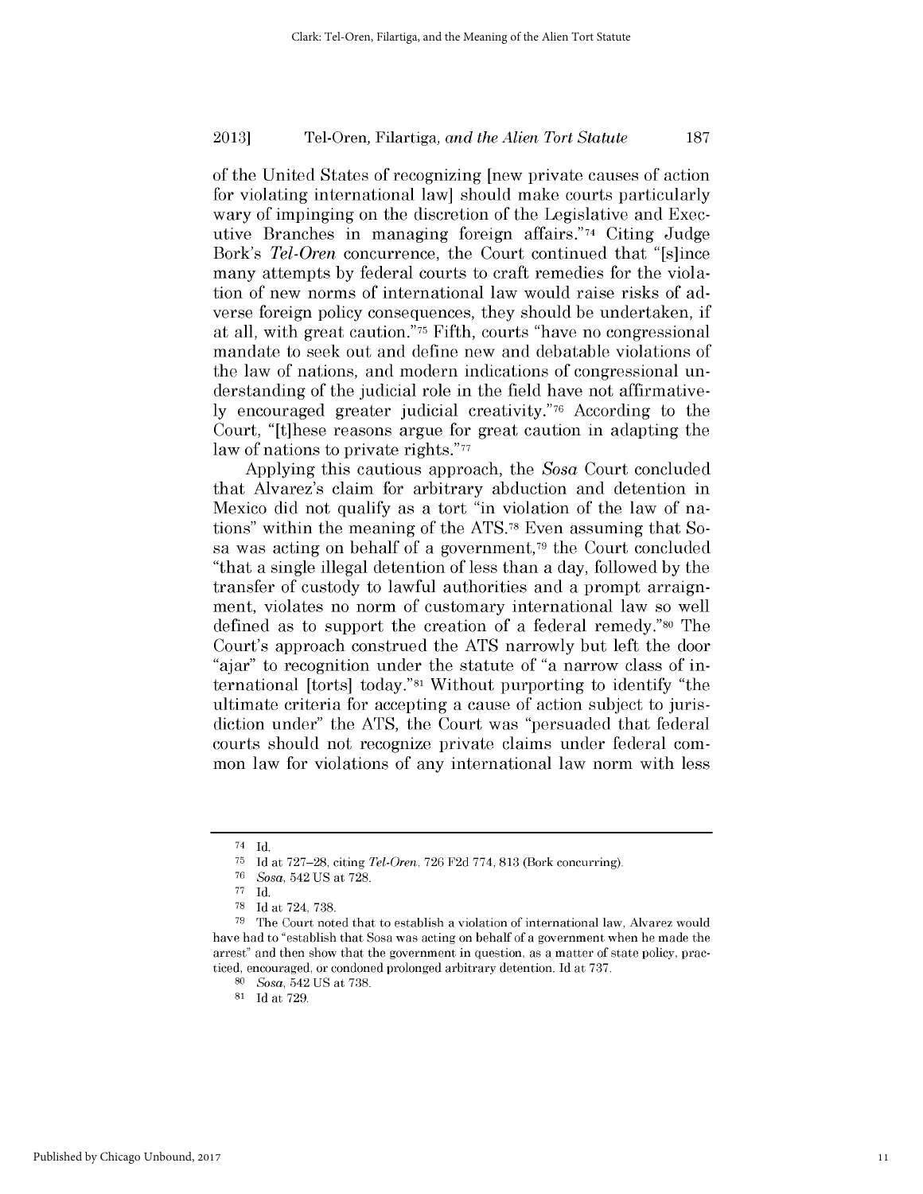of the United States of recognizing [new private causes of action for violating international law] should make courts particularly wary of impinging on the discretion of the Legislative and Executive Branches in managing foreign affairs."[74] Citing Judge Bork's *Tel-Oren* concurrence, the Court continued that "[s]ince many attempts by federal courts to craft remedies for the violation of new norms of international law would raise risks of adverse foreign policy consequences, they should be undertaken, if at all, with great caution."[75] Fifth, courts "have no congressional mandate to seek out and define new and debatable violations of the law of nations, and modern indications of congressional understanding of the judicial role in the field have not affirmatively encouraged greater judicial creativity."[76] According to the Court, "[t]hese reasons argue for great caution in adapting the law of nations to private rights."[77]

Applying this cautious approach, the *Sosa* Court concluded that Alvarez's claim for arbitrary abduction and detention in Mexico did not qualify as a tort "in violation of the law of nations" within the meaning of the ATS.[78] Even assuming that Sosa was acting on behalf of a government,[79] the Court concluded "that a single illegal detention of less than a day, followed by the transfer of custody to lawful authorities and a prompt arraignment, violates no norm of customary international law so well defined as to support the creation of a federal remedy."[80] The Court's approach construed the ATS narrowly but left the door "ajar" to recognition under the statute of "a narrow class of international [torts] today."[81] Without purporting to identify "the ultimate criteria for accepting a cause of action subject to jurisdiction under" the ATS, the Court was "persuaded that federal courts should not recognize private claims under federal common law for violations of any international law norm with less

---

[74] Id.

[75] Id at 727–28, citing *Tel-Oren*, 726 F2d 774, 813 (Bork concurring).

[76] *Sosa*, 542 US at 728.

[77] Id.

[78] Id at 724, 738.

[79] The Court noted that to establish a violation of international law, Alvarez would have had to "establish that Sosa was acting on behalf of a government when he made the arrest" and then show that the government in question, as a matter of state policy, practiced, encouraged, or condoned prolonged arbitrary detention. Id at 737.

[80] *Sosa*, 542 US at 738.

[81] Id at 729.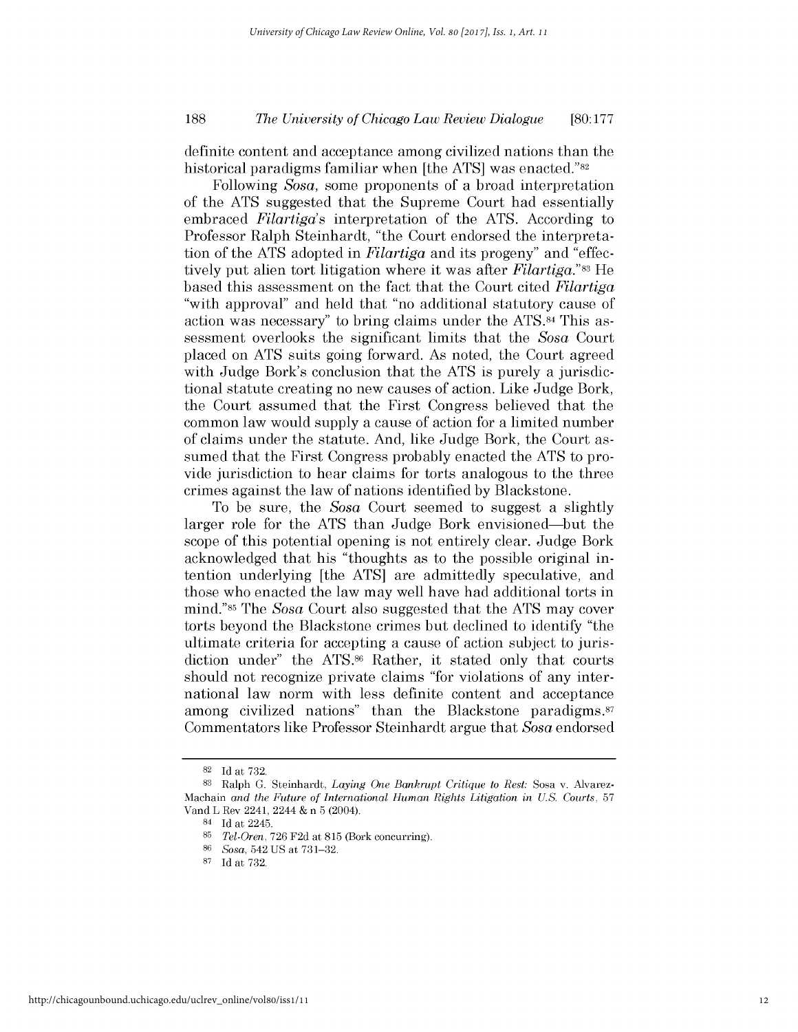definite content and acceptance among civilized nations than the historical paradigms familiar when [the ATS] was enacted."[82]

Following *Sosa*, some proponents of a broad interpretation of the ATS suggested that the Supreme Court had essentially embraced *Filartiga*'s interpretation of the ATS. According to Professor Ralph Steinhardt, "the Court endorsed the interpretation of the ATS adopted in *Filartiga* and its progeny" and "effectively put alien tort litigation where it was after *Filartiga*."[83] He based this assessment on the fact that the Court cited *Filartiga* "with approval" and held that "no additional statutory cause of action was necessary" to bring claims under the ATS.[84] This assessment overlooks the significant limits that the *Sosa* Court placed on ATS suits going forward. As noted, the Court agreed with Judge Bork's conclusion that the ATS is purely a jurisdictional statute creating no new causes of action. Like Judge Bork, the Court assumed that the First Congress believed that the common law would supply a cause of action for a limited number of claims under the statute. And, like Judge Bork, the Court assumed that the First Congress probably enacted the ATS to provide jurisdiction to hear claims for torts analogous to the three crimes against the law of nations identified by Blackstone.

To be sure, the *Sosa* Court seemed to suggest a slightly larger role for the ATS than Judge Bork envisioned—but the scope of this potential opening is not entirely clear. Judge Bork acknowledged that his "thoughts as to the possible original intention underlying [the ATS] are admittedly speculative, and those who enacted the law may well have had additional torts in mind."[85] The *Sosa* Court also suggested that the ATS may cover torts beyond the Blackstone crimes but declined to identify "the ultimate criteria for accepting a cause of action subject to jurisdiction under" the ATS.[86] Rather, it stated only that courts should not recognize private claims "for violations of any international law norm with less definite content and acceptance among civilized nations" than the Blackstone paradigms.[87] Commentators like Professor Steinhardt argue that *Sosa* endorsed

---

82 Id at 732.

83 Ralph G. Steinhardt, *Laying One Bankrupt Critique to Rest:* Sosa v. Alvarez-Machain *and the Future of International Human Rights Litigation in U.S. Courts*, 57 Vand L Rev 2241, 2244 & n 5 (2004).

84 Id at 2245.

85 *Tel-Oren*, 726 F2d at 815 (Bork concurring).

86 *Sosa*, 542 US at 731–32.

87 Id at 732.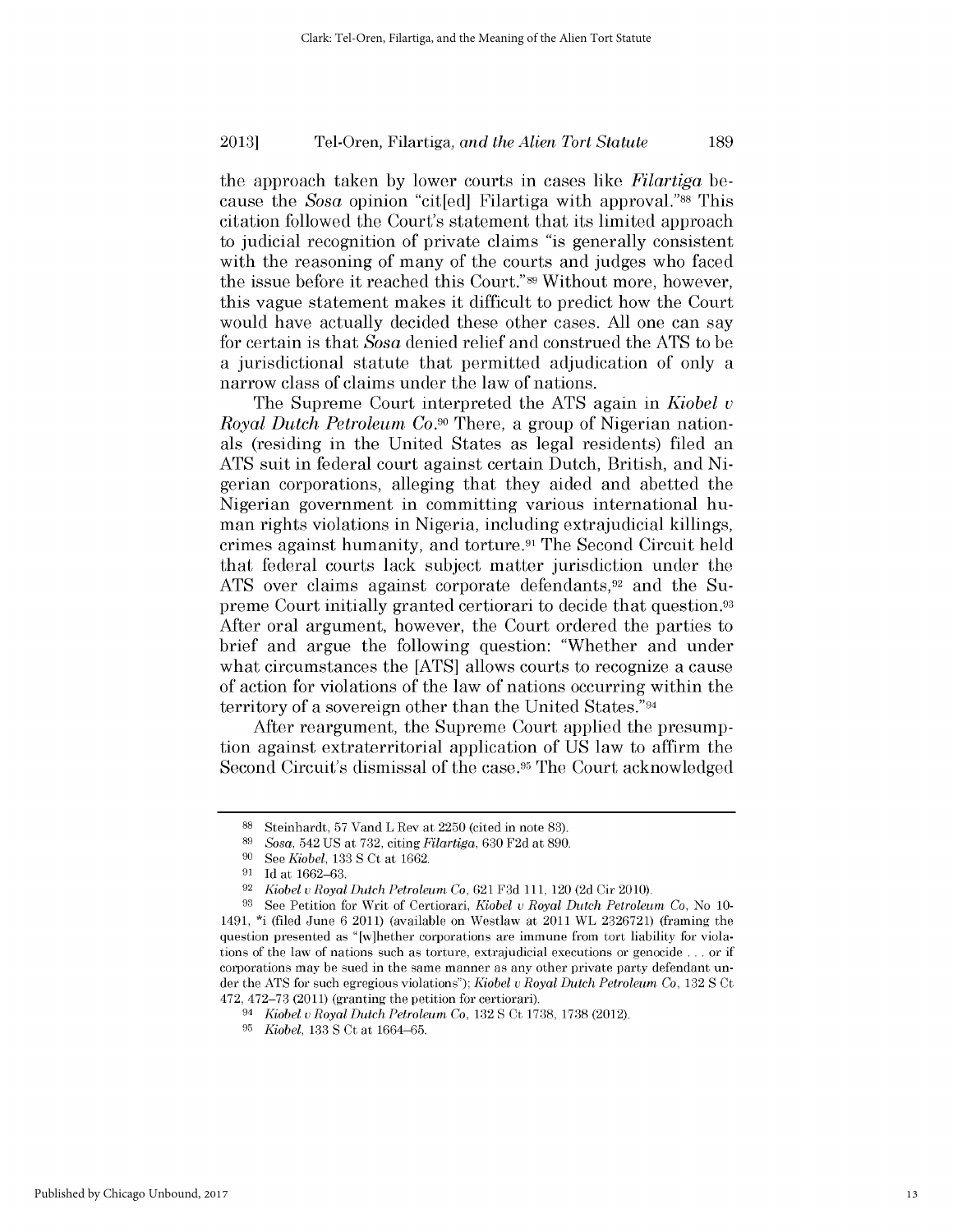the approach taken by lower courts in cases like *Filartiga* because the *Sosa* opinion "cit[ed] Filartiga with approval."[88] This citation followed the Court's statement that its limited approach to judicial recognition of private claims "is generally consistent with the reasoning of many of the courts and judges who faced the issue before it reached this Court."[89] Without more, however, this vague statement makes it difficult to predict how the Court would have actually decided these other cases. All one can say for certain is that *Sosa* denied relief and construed the ATS to be a jurisdictional statute that permitted adjudication of only a narrow class of claims under the law of nations.

The Supreme Court interpreted the ATS again in *Kiobel v Royal Dutch Petroleum Co*.[90] There, a group of Nigerian nationals (residing in the United States as legal residents) filed an ATS suit in federal court against certain Dutch, British, and Nigerian corporations, alleging that they aided and abetted the Nigerian government in committing various international human rights violations in Nigeria, including extrajudicial killings, crimes against humanity, and torture.[91] The Second Circuit held that federal courts lack subject matter jurisdiction under the ATS over claims against corporate defendants,[92] and the Supreme Court initially granted certiorari to decide that question.[93] After oral argument, however, the Court ordered the parties to brief and argue the following question: "Whether and under what circumstances the [ATS] allows courts to recognize a cause of action for violations of the law of nations occurring within the territory of a sovereign other than the United States."[94]

After reargument, the Supreme Court applied the presumption against extraterritorial application of US law to affirm the Second Circuit's dismissal of the case.[95] The Court acknowledged

---

[88] Steinhardt, 57 Vand L Rev at 2250 (cited in note 83).

[89] *Sosa*, 542 US at 732, citing *Filartiga*, 630 F2d at 890.

[90] See *Kiobel*, 133 S Ct at 1662.

[91] Id at 1662–63.

[92] *Kiobel v Royal Dutch Petroleum Co*, 621 F3d 111, 120 (2d Cir 2010).

[93] See Petition for Writ of Certiorari, *Kiobel v Royal Dutch Petroleum Co*, No 10-1491, *i (filed June 6 2011) (available on Westlaw at 2011 WL 2326721) (framing the question presented as "[w]hether corporations are immune from tort liability for violations of the law of nations such as torture, extrajudicial executions or genocide . . . or if corporations may be sued in the same manner as any other private party defendant under the ATS for such egregious violations"); *Kiobel v Royal Dutch Petroleum Co*, 132 S Ct 472, 472–73 (2011) (granting the petition for certiorari).

[94] *Kiobel v Royal Dutch Petroleum Co*, 132 S Ct 1738, 1738 (2012).

[95] *Kiobel*, 133 S Ct at 1664–65.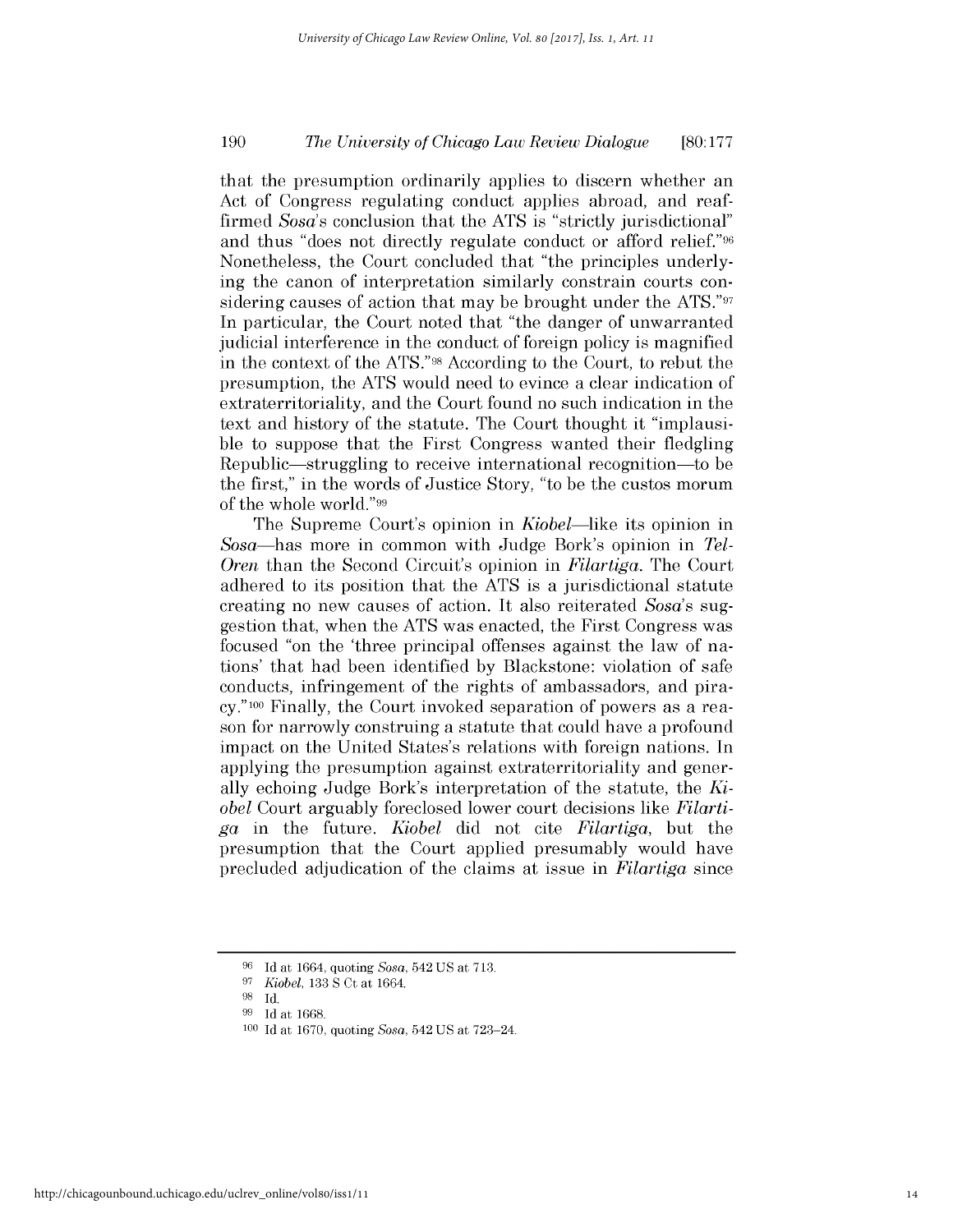that the presumption ordinarily applies to discern whether an Act of Congress regulating conduct applies abroad, and reaffirmed *Sosa*'s conclusion that the ATS is "strictly jurisdictional" and thus "does not directly regulate conduct or afford relief."[96] Nonetheless, the Court concluded that "the principles underlying the canon of interpretation similarly constrain courts considering causes of action that may be brought under the ATS."[97] In particular, the Court noted that "the danger of unwarranted judicial interference in the conduct of foreign policy is magnified in the context of the ATS."[98] According to the Court, to rebut the presumption, the ATS would need to evince a clear indication of extraterritoriality, and the Court found no such indication in the text and history of the statute. The Court thought it "implausible to suppose that the First Congress wanted their fledgling Republic—struggling to receive international recognition—to be the first," in the words of Justice Story, "to be the custos morum of the whole world."[99]

The Supreme Court's opinion in *Kiobel*—like its opinion in *Sosa*—has more in common with Judge Bork's opinion in *Tel-Oren* than the Second Circuit's opinion in *Filartiga*. The Court adhered to its position that the ATS is a jurisdictional statute creating no new causes of action. It also reiterated *Sosa*'s suggestion that, when the ATS was enacted, the First Congress was focused "on the 'three principal offenses against the law of nations' that had been identified by Blackstone: violation of safe conducts, infringement of the rights of ambassadors, and piracy."[100] Finally, the Court invoked separation of powers as a reason for narrowly construing a statute that could have a profound impact on the United States's relations with foreign nations. In applying the presumption against extraterritoriality and generally echoing Judge Bork's interpretation of the statute, the *Kiobel* Court arguably foreclosed lower court decisions like *Filartiga* in the future. *Kiobel* did not cite *Filartiga*, but the presumption that the Court applied presumably would have precluded adjudication of the claims at issue in *Filartiga* since

---

[96] Id at 1664, quoting *Sosa*, 542 US at 713.

[97] *Kiobel*, 133 S Ct at 1664.

[98] Id.

[99] Id at 1668.

[100] Id at 1670, quoting *Sosa*, 542 US at 723–24.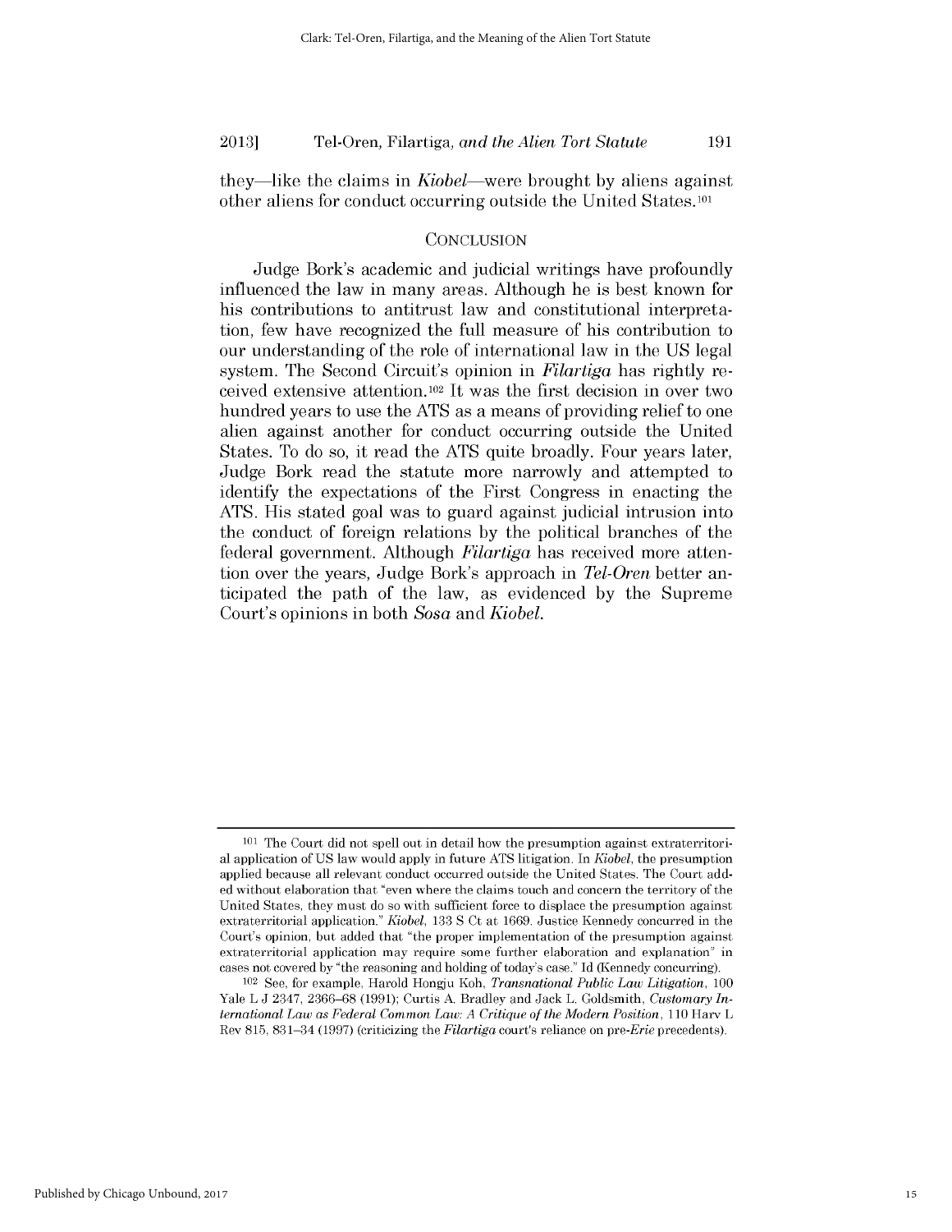they—like the claims in *Kiobel*—were brought by aliens against other aliens for conduct occurring outside the United States.[101]

## CONCLUSION

Judge Bork's academic and judicial writings have profoundly influenced the law in many areas. Although he is best known for his contributions to antitrust law and constitutional interpretation, few have recognized the full measure of his contribution to our understanding of the role of international law in the US legal system. The Second Circuit's opinion in *Filartiga* has rightly received extensive attention.[102] It was the first decision in over two hundred years to use the ATS as a means of providing relief to one alien against another for conduct occurring outside the United States. To do so, it read the ATS quite broadly. Four years later, Judge Bork read the statute more narrowly and attempted to identify the expectations of the First Congress in enacting the ATS. His stated goal was to guard against judicial intrusion into the conduct of foreign relations by the political branches of the federal government. Although *Filartiga* has received more attention over the years, Judge Bork's approach in *Tel-Oren* better anticipated the path of the law, as evidenced by the Supreme Court's opinions in both *Sosa* and *Kiobel*.

---

[101] The Court did not spell out in detail how the presumption against extraterritorial application of US law would apply in future ATS litigation. In *Kiobel*, the presumption applied because all relevant conduct occurred outside the United States. The Court added without elaboration that "even where the claims touch and concern the territory of the United States, they must do so with sufficient force to displace the presumption against extraterritorial application." *Kiobel*, 133 S Ct at 1669. Justice Kennedy concurred in the Court's opinion, but added that "the proper implementation of the presumption against extraterritorial application may require some further elaboration and explanation" in cases not covered by "the reasoning and holding of today's case." Id (Kennedy concurring).

[102] See, for example, Harold Hongju Koh, *Transnational Public Law Litigation*, 100 Yale L J 2347, 2366–68 (1991); Curtis A. Bradley and Jack L. Goldsmith, *Customary International Law as Federal Common Law: A Critique of the Modern Position*, 110 Harv L Rev 815, 831–34 (1997) (criticizing the *Filartiga* court's reliance on pre-*Erie* precedents).